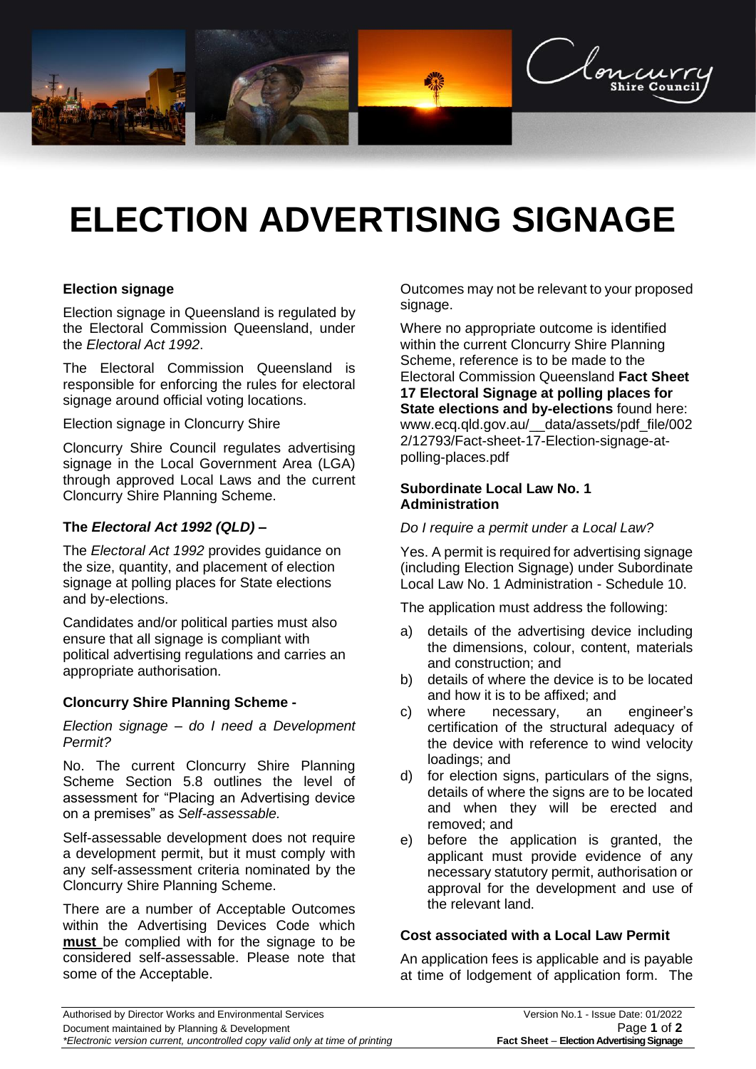# ELECTION ADVERTISING SIGNAGE

**Election signage**

Election signage in Queensland is regulated by the Electoral Commission Queensland, under the *Electoral Act 1992*.

The Electoral Commission Queensland is responsible for enforcing the rules for electoral signage around official voting locations.

Election signage in Cloncurry Shire

Cloncurry Shire Council regulates advertising signage in the Local Government Area (LGA) through approved Local Laws and the current Cloncurry Shire Planning Scheme.

**The *Electoral Act 1992 (QLD)* –**

The *Electoral Act 1992* provides guidance on the size, quantity, and placement of election signage at polling places for State elections and by-elections.

Candidates and/or political parties must also ensure that all signage is compliant with political advertising regulations and carries an appropriate authorisation.

**Cloncurry Shire Planning Scheme -**

*Election signage – do I need a Development Permit?*

No. The current Cloncurry Shire Planning Scheme Section 5.8 outlines the level of assessment for "Placing an Advertising device on a premises" as *Self-assessable.*

Self-assessable development does not require a development permit, but it must comply with any self-assessment criteria nominated by the Cloncurry Shire Planning Scheme.

There are a number of Acceptable Outcomes within the Advertising Devices Code which **must** be complied with for the signage to be considered self-assessable. Please note that some of the Acceptable. Outcomes may not be relevant to your proposed signage.

Where no appropriate outcome is identified within the current Cloncurry Shire Planning Scheme, reference is to be made to the Electoral Commission Queensland **Fact Sheet 17 Electoral Signage at polling places for State elections and by-elections** found here: www.ecq.qld.gov.au/__data/assets/pdf_file/0022/12793/Fact-sheet-17-Election-signage-at-polling-places.pdf

**Subordinate Local Law No. 1 Administration**

*Do I require a permit under a Local Law?*

Yes. A permit is required for advertising signage (including Election Signage) under Subordinate Local Law No. 1 Administration - Schedule 10.

The application must address the following:

a) details of the advertising device including the dimensions, colour, content, materials and construction; and
b) details of where the device is to be located and how it is to be affixed; and
c) where necessary, an engineer's certification of the structural adequacy of the device with reference to wind velocity loadings; and
d) for election signs, particulars of the signs, details of where the signs are to be located and when they will be erected and removed; and
e) before the application is granted, the applicant must provide evidence of any necessary statutory permit, authorisation or approval for the development and use of the relevant land.

**Cost associated with a Local Law Permit**

An application fees is applicable and is payable at time of lodgement of application form. The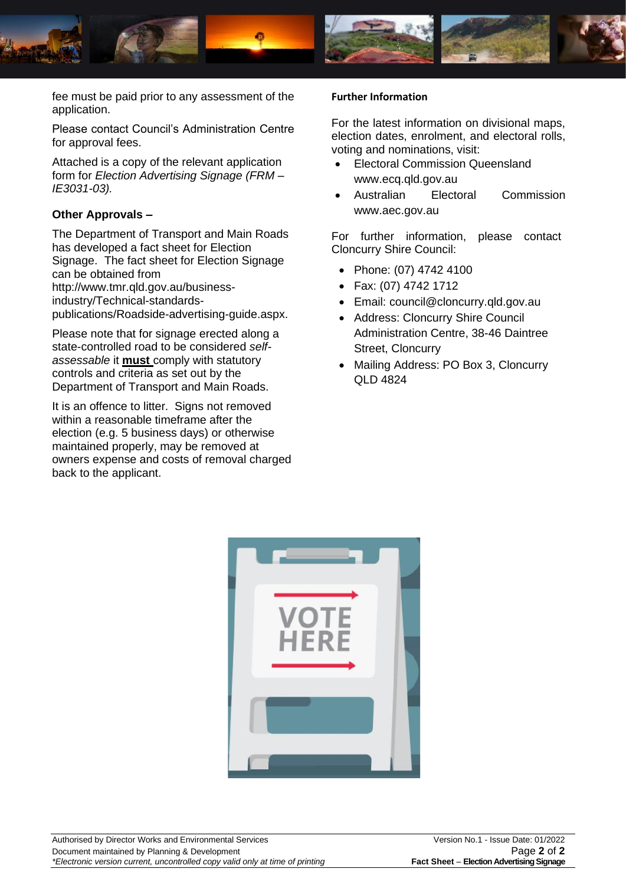fee must be paid prior to any assessment of the application.

Please contact Council's Administration Centre for approval fees.

Attached is a copy of the relevant application form for *Election Advertising Signage (FRM – IE3031-03).*

### Other Approvals –

The Department of Transport and Main Roads has developed a fact sheet for Election Signage. The fact sheet for Election Signage can be obtained from http://www.tmr.qld.gov.au/business-industry/Technical-standards-publications/Roadside-advertising-guide.aspx.

Please note that for signage erected along a state-controlled road to be considered *self-assessable* it **must** comply with statutory controls and criteria as set out by the Department of Transport and Main Roads.

It is an offence to litter. Signs not removed within a reasonable timeframe after the election (e.g. 5 business days) or otherwise maintained properly, may be removed at owners expense and costs of removal charged back to the applicant.

### Further Information

For the latest information on divisional maps, election dates, enrolment, and electoral rolls, voting and nominations, visit:

- Electoral Commission Queensland www.ecq.qld.gov.au
- Australian Electoral Commission www.aec.gov.au

For further information, please contact Cloncurry Shire Council:

- Phone: (07) 4742 4100
- Fax: (07) 4742 1712
- Email: council@cloncurry.qld.gov.au
- Address: Cloncurry Shire Council Administration Centre, 38-46 Daintree Street, Cloncurry
- Mailing Address: PO Box 3, Cloncurry QLD 4824

Authorised by Director Works and Environmental Services
Document maintained by Planning & Development
*\*Electronic version current, uncontrolled copy valid only at time of printing*

Version No.1 - Issue Date: 01/2022
**Fact Sheet** – **Election Advertising Signage**